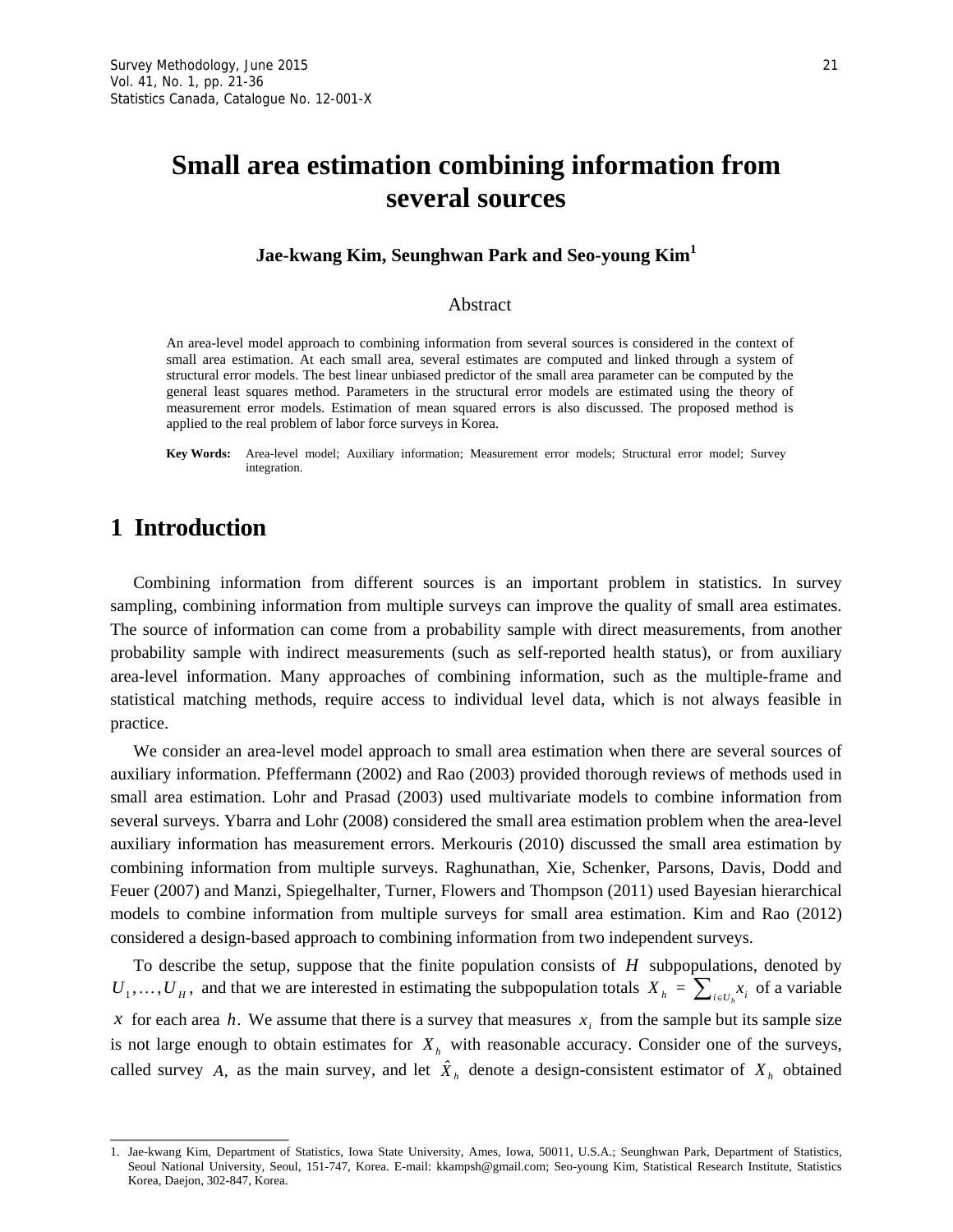# Small area estimation combining information from several sources

**Jae-kwang Kim, Seunghwan Park and Seo-young Kim[1]**

## Abstract

An area-level model approach to combining information from several sources is considered in the context of small area estimation. At each small area, several estimates are computed and linked through a system of structural error models. The best linear unbiased predictor of the small area parameter can be computed by the general least squares method. Parameters in the structural error models are estimated using the theory of measurement error models. Estimation of mean squared errors is also discussed. The proposed method is applied to the real problem of labor force surveys in Korea.

**Key Words:** Area-level model; Auxiliary information; Measurement error models; Structural error model; Survey integration.

## 1 Introduction

Combining information from different sources is an important problem in statistics. In survey sampling, combining information from multiple surveys can improve the quality of small area estimates. The source of information can come from a probability sample with direct measurements, from another probability sample with indirect measurements (such as self-reported health status), or from auxiliary area-level information. Many approaches of combining information, such as the multiple-frame and statistical matching methods, require access to individual level data, which is not always feasible in practice.

We consider an area-level model approach to small area estimation when there are several sources of auxiliary information. Pfeffermann (2002) and Rao (2003) provided thorough reviews of methods used in small area estimation. Lohr and Prasad (2003) used multivariate models to combine information from several surveys. Ybarra and Lohr (2008) considered the small area estimation problem when the area-level auxiliary information has measurement errors. Merkouris (2010) discussed the small area estimation by combining information from multiple surveys. Raghunathan, Xie, Schenker, Parsons, Davis, Dodd and Feuer (2007) and Manzi, Spiegelhalter, Turner, Flowers and Thompson (2011) used Bayesian hierarchical models to combine information from multiple surveys for small area estimation. Kim and Rao (2012) considered a design-based approach to combining information from two independent surveys.

To describe the setup, suppose that the finite population consists of $H$ subpopulations, denoted by $U_1, \ldots, U_H$, and that we are interested in estimating the subpopulation totals $X_h = \sum_{i \in U_h} x_i$ of a variable $x$ for each area $h$. We assume that there is a survey that measures $x_i$ from the sample but its sample size is not large enough to obtain estimates for $X_h$ with reasonable accuracy. Consider one of the surveys, called survey $A$, as the main survey, and let $\hat{X}_h$ denote a design-consistent estimator of $X_h$ obtained

---

1. Jae-kwang Kim, Department of Statistics, Iowa State University, Ames, Iowa, 50011, U.S.A.; Seunghwan Park, Department of Statistics, Seoul National University, Seoul, 151-747, Korea. E-mail: kkampsh@gmail.com; Seo-young Kim, Statistical Research Institute, Statistics Korea, Daejon, 302-847, Korea.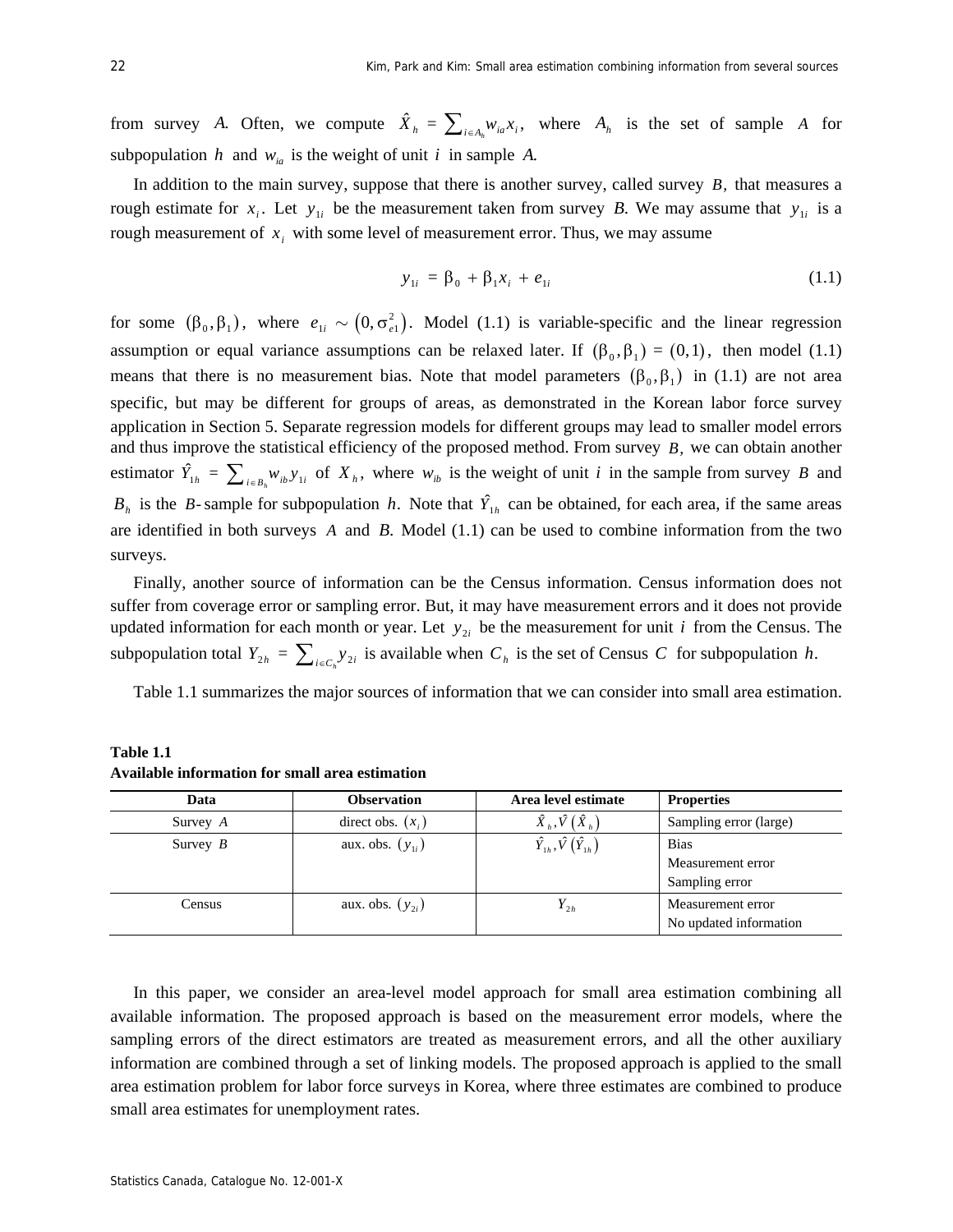from survey $A$. Often, we compute $\hat{X}_h = \sum_{i \in A_h} w_{ia} x_i$, where $A_h$ is the set of sample $A$ for subpopulation $h$ and $w_{ia}$ is the weight of unit $i$ in sample $A$.

In addition to the main survey, suppose that there is another survey, called survey $B$, that measures a rough estimate for $x_i$. Let $y_{1i}$ be the measurement taken from survey $B$. We may assume that $y_{1i}$ is a rough measurement of $x_i$ with some level of measurement error. Thus, we may assume

$$y_{1i} = \beta_0 + \beta_1 x_i + e_{1i} \tag{1.1}$$

for some $(\beta_0, \beta_1)$, where $e_{1i} \sim \left(0, \sigma_{e1}^2\right)$. Model (1.1) is variable-specific and the linear regression assumption or equal variance assumptions can be relaxed later. If $(\beta_0, \beta_1) = (0, 1)$, then model (1.1) means that there is no measurement bias. Note that model parameters $(\beta_0, \beta_1)$ in (1.1) are not area specific, but may be different for groups of areas, as demonstrated in the Korean labor force survey application in Section 5. Separate regression models for different groups may lead to smaller model errors and thus improve the statistical efficiency of the proposed method. From survey $B$, we can obtain another estimator $\hat{Y}_{1h} = \sum_{i \in B_h} w_{ib} y_{1i}$ of $X_h$, where $w_{ib}$ is the weight of unit $i$ in the sample from survey $B$ and $B_h$ is the $B$-sample for subpopulation $h$. Note that $\hat{Y}_{1h}$ can be obtained, for each area, if the same areas are identified in both surveys $A$ and $B$. Model (1.1) can be used to combine information from the two surveys.

Finally, another source of information can be the Census information. Census information does not suffer from coverage error or sampling error. But, it may have measurement errors and it does not provide updated information for each month or year. Let $y_{2i}$ be the measurement for unit $i$ from the Census. The subpopulation total $Y_{2h} = \sum_{i \in C_h} y_{2i}$ is available when $C_h$ is the set of Census $C$ for subpopulation $h$.

Table 1.1 summarizes the major sources of information that we can consider into small area estimation.

**Table 1.1**
**Available information for small area estimation**

| Data | Observation | Area level estimate | Properties |
|---|---|---|---|
| Survey $A$ | direct obs. $(x_i)$ | $\hat{X}_h, \hat{V}\left(\hat{X}_h\right)$ | Sampling error (large) |
| Survey $B$ | aux. obs. $(y_{1i})$ | $\hat{Y}_{1h}, \hat{V}\left(\hat{Y}_{1h}\right)$ | Bias<br>Measurement error<br>Sampling error |
| Census | aux. obs. $(y_{2i})$ | $Y_{2h}$ | Measurement error<br>No updated information |

In this paper, we consider an area-level model approach for small area estimation combining all available information. The proposed approach is based on the measurement error models, where the sampling errors of the direct estimators are treated as measurement errors, and all the other auxiliary information are combined through a set of linking models. The proposed approach is applied to the small area estimation problem for labor force surveys in Korea, where three estimates are combined to produce small area estimates for unemployment rates.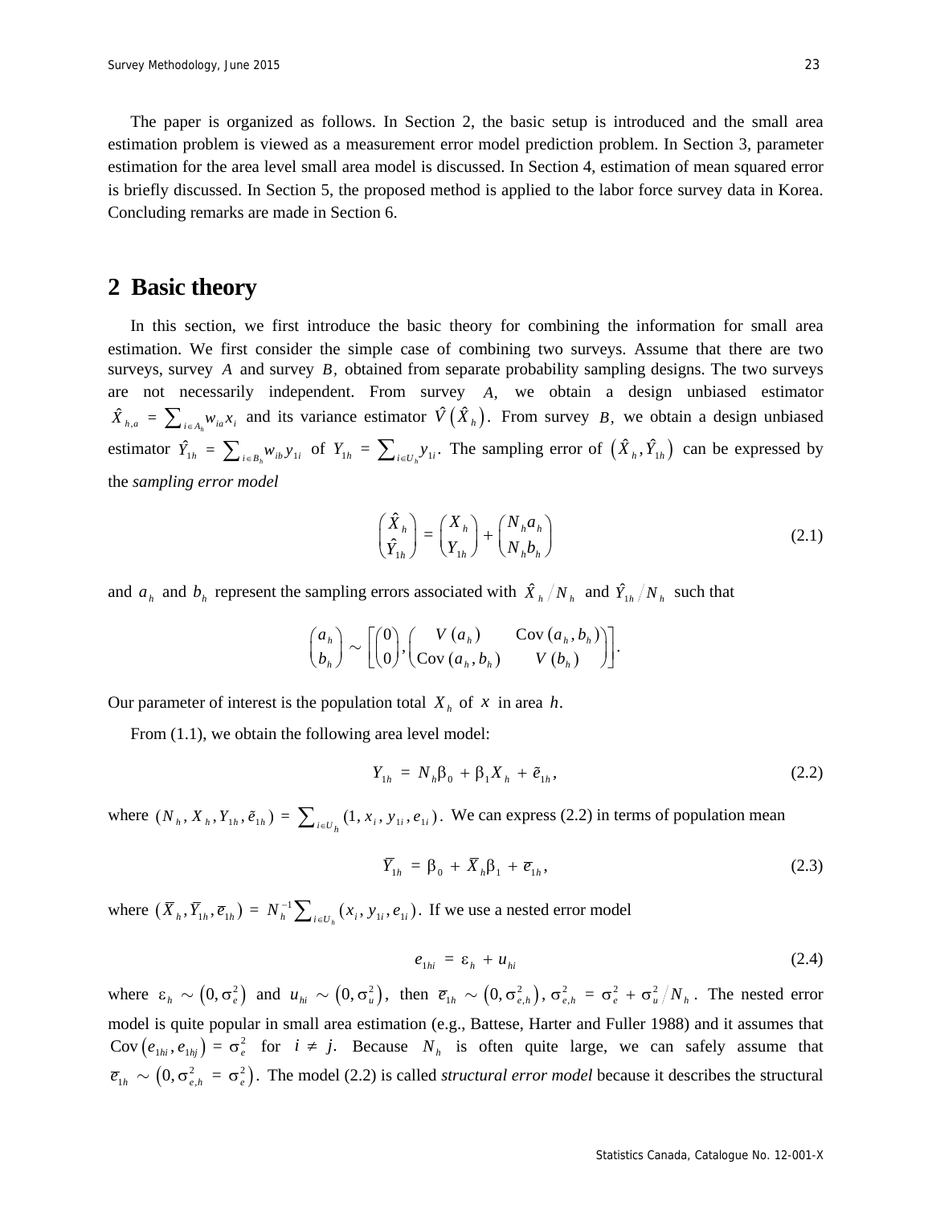The paper is organized as follows. In Section 2, the basic setup is introduced and the small area estimation problem is viewed as a measurement error model prediction problem. In Section 3, parameter estimation for the area level small area model is discussed. In Section 4, estimation of mean squared error is briefly discussed. In Section 5, the proposed method is applied to the labor force survey data in Korea. Concluding remarks are made in Section 6.

## 2 Basic theory

In this section, we first introduce the basic theory for combining the information for small area estimation. We first consider the simple case of combining two surveys. Assume that there are two surveys, survey $A$ and survey $B$, obtained from separate probability sampling designs. The two surveys are not necessarily independent. From survey $A$, we obtain a design unbiased estimator $\hat{X}_{h,a} = \sum_{i \in A_h} w_{ia} x_i$ and its variance estimator $\hat{V}(\hat{X}_h)$. From survey $B$, we obtain a design unbiased estimator $\hat{Y}_{1h} = \sum_{i \in B_h} w_{ib} y_{1i}$ of $Y_{1h} = \sum_{i \in U_h} y_{1i}$. The sampling error of $(\hat{X}_h, \hat{Y}_{1h})$ can be expressed by the *sampling error model*

$$\begin{pmatrix} \hat{X}_h \\ \hat{Y}_{1h} \end{pmatrix} = \begin{pmatrix} X_h \\ Y_{1h} \end{pmatrix} + \begin{pmatrix} N_h a_h \\ N_h b_h \end{pmatrix} \tag{2.1}$$

and $a_h$ and $b_h$ represent the sampling errors associated with $\hat{X}_h / N_h$ and $\hat{Y}_{1h} / N_h$ such that

$$\begin{pmatrix} a_h \\ b_h \end{pmatrix} \sim \left[ \begin{pmatrix} 0 \\ 0 \end{pmatrix}, \begin{pmatrix} V(a_h) & \operatorname{Cov}(a_h, b_h) \\ \operatorname{Cov}(a_h, b_h) & V(b_h) \end{pmatrix} \right].$$

Our parameter of interest is the population total $X_h$ of $x$ in area $h$.

From (1.1), we obtain the following area level model:

$$Y_{1h} = N_h \beta_0 + \beta_1 X_h + \tilde{e}_{1h}, \tag{2.2}$$

where $(N_h, X_h, Y_{1h}, \tilde{e}_{1h}) = \sum_{i \in U_h} (1, x_i, y_{1i}, e_{1i})$. We can express (2.2) in terms of population mean

$$\bar{Y}_{1h} = \beta_0 + \bar{X}_h \beta_1 + \bar{e}_{1h}, \tag{2.3}$$

where $(\bar{X}_h, \bar{Y}_{1h}, \bar{e}_{1h}) = N_h^{-1} \sum_{i \in U_h} (x_i, y_{1i}, e_{1i})$. If we use a nested error model

$$e_{1hi} = \varepsilon_h + u_{hi} \tag{2.4}$$

where $\varepsilon_h \sim (0, \sigma_e^2)$ and $u_{hi} \sim (0, \sigma_u^2)$, then $\bar{e}_{1h} \sim (0, \sigma_{e,h}^2)$, $\sigma_{e,h}^2 = \sigma_e^2 + \sigma_u^2 / N_h$. The nested error model is quite popular in small area estimation (e.g., Battese, Harter and Fuller 1988) and it assumes that $\operatorname{Cov}(e_{1hi}, e_{1hj}) = \sigma_e^2$ for $i \neq j$. Because $N_h$ is often quite large, we can safely assume that $\bar{e}_{1h} \sim (0, \sigma_{e,h}^2 = \sigma_e^2)$. The model (2.2) is called *structural error model* because it describes the structural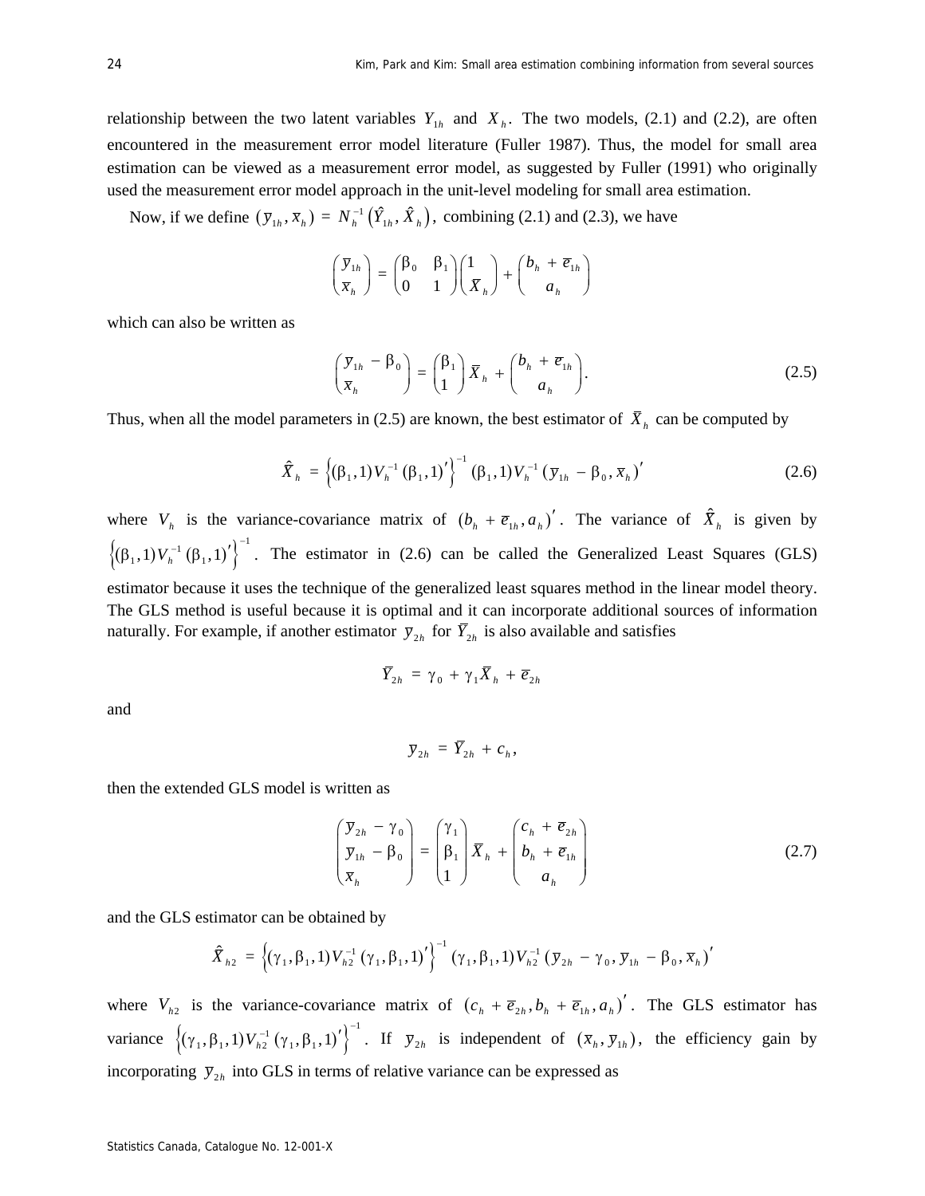relationship between the two latent variables $Y_{1h}$ and $X_h$. The two models, (2.1) and (2.2), are often encountered in the measurement error model literature (Fuller 1987). Thus, the model for small area estimation can be viewed as a measurement error model, as suggested by Fuller (1991) who originally used the measurement error model approach in the unit-level modeling for small area estimation.

Now, if we define $(\bar{y}_{1h}, \bar{x}_h) = N_h^{-1}(\hat{Y}_{1h}, \hat{X}_h)$, combining (2.1) and (2.3), we have

$$\begin{pmatrix} \bar{y}_{1h} \\ \bar{x}_h \end{pmatrix} = \begin{pmatrix} \beta_0 & \beta_1 \\ 0 & 1 \end{pmatrix} \begin{pmatrix} 1 \\ \bar{X}_h \end{pmatrix} + \begin{pmatrix} b_h + \bar{e}_{1h} \\ a_h \end{pmatrix}$$

which can also be written as

$$\begin{pmatrix} \bar{y}_{1h} - \beta_0 \\ \bar{x}_h \end{pmatrix} = \begin{pmatrix} \beta_1 \\ 1 \end{pmatrix} \bar{X}_h + \begin{pmatrix} b_h + \bar{e}_{1h} \\ a_h \end{pmatrix}. \tag{2.5}$$

Thus, when all the model parameters in (2.5) are known, the best estimator of $\bar{X}_h$ can be computed by

$$\hat{\bar{X}}_h = \left\{(\beta_1, 1) V_h^{-1} (\beta_1, 1)'\right\}^{-1} (\beta_1, 1) V_h^{-1} (\bar{y}_{1h} - \beta_0, \bar{x}_h)' \tag{2.6}$$

where $V_h$ is the variance-covariance matrix of $(b_h + \bar{e}_{1h}, a_h)'$. The variance of $\hat{\bar{X}}_h$ is given by $\left\{(\beta_1, 1) V_h^{-1} (\beta_1, 1)'\right\}^{-1}$. The estimator in (2.6) can be called the Generalized Least Squares (GLS) estimator because it uses the technique of the generalized least squares method in the linear model theory. The GLS method is useful because it is optimal and it can incorporate additional sources of information naturally. For example, if another estimator $\bar{y}_{2h}$ for $\bar{Y}_{2h}$ is also available and satisfies

$$\bar{Y}_{2h} = \gamma_0 + \gamma_1 \bar{X}_h + \bar{e}_{2h}$$

and

$$\bar{y}_{2h} = \bar{Y}_{2h} + c_h,$$

then the extended GLS model is written as

$$\begin{pmatrix} \bar{y}_{2h} - \gamma_0 \\ \bar{y}_{1h} - \beta_0 \\ \bar{x}_h \end{pmatrix} = \begin{pmatrix} \gamma_1 \\ \beta_1 \\ 1 \end{pmatrix} \bar{X}_h + \begin{pmatrix} c_h + \bar{e}_{2h} \\ b_h + \bar{e}_{1h} \\ a_h \end{pmatrix} \tag{2.7}$$

and the GLS estimator can be obtained by

$$\hat{\bar{X}}_{h2} = \left\{(\gamma_1, \beta_1, 1) V_{h2}^{-1} (\gamma_1, \beta_1, 1)'\right\}^{-1} (\gamma_1, \beta_1, 1) V_{h2}^{-1} (\bar{y}_{2h} - \gamma_0, \bar{y}_{1h} - \beta_0, \bar{x}_h)'$$

where $V_{h2}$ is the variance-covariance matrix of $(c_h + \bar{e}_{2h}, b_h + \bar{e}_{1h}, a_h)'$. The GLS estimator has variance $\left\{(\gamma_1, \beta_1, 1) V_{h2}^{-1} (\gamma_1, \beta_1, 1)'\right\}^{-1}$. If $\bar{y}_{2h}$ is independent of $(\bar{x}_h, \bar{y}_{1h})$, the efficiency gain by incorporating $\bar{y}_{2h}$ into GLS in terms of relative variance can be expressed as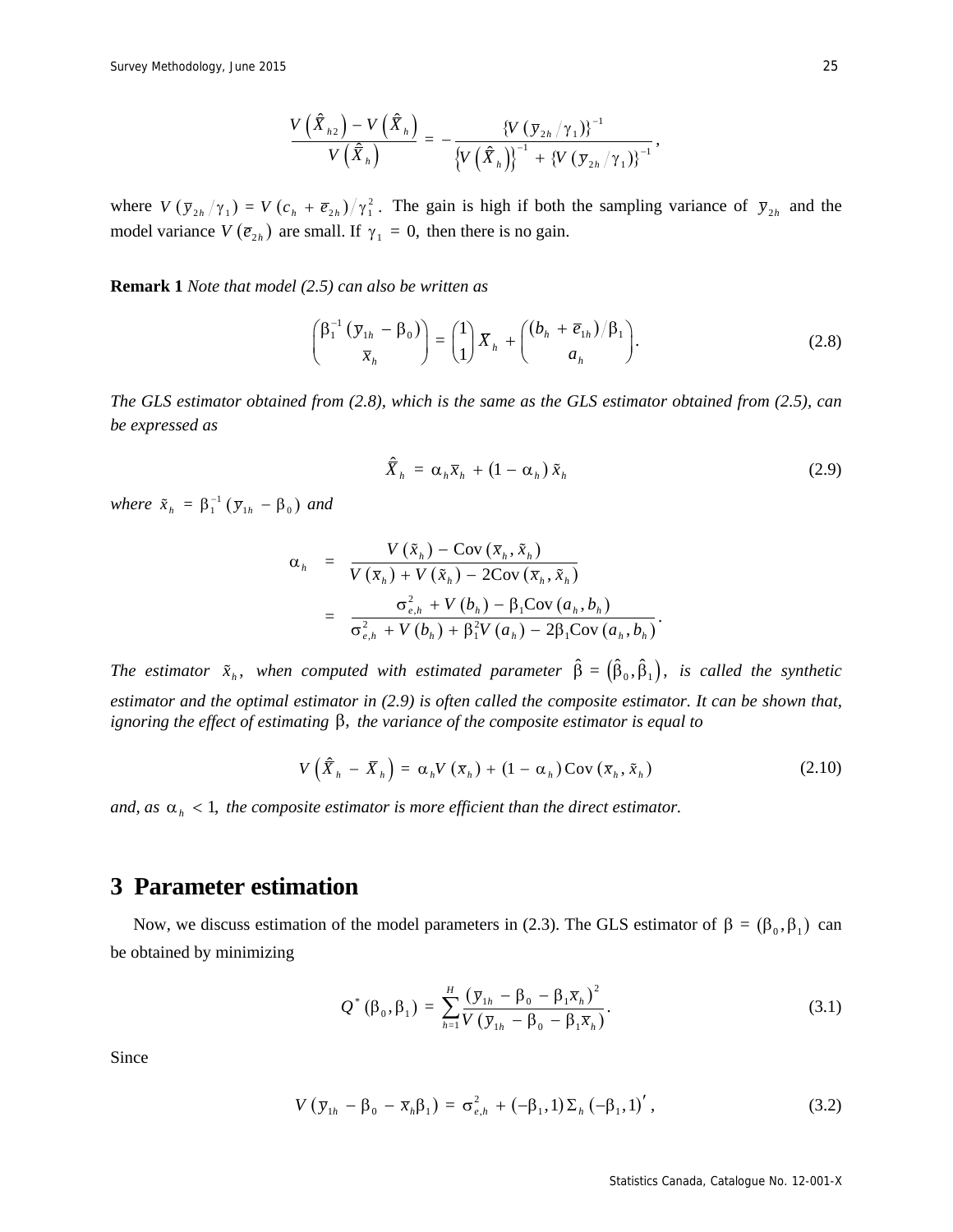$$\frac{V\left(\hat{X}_{h2}\right) - V\left(\hat{X}_h\right)}{V\left(\hat{X}_h\right)} = -\frac{\{V\left(\bar{y}_{2h}/\gamma_1\right)\}^{-1}}{\left\{V\left(\hat{X}_h\right)\right\}^{-1} + \{V\left(\bar{y}_{2h}/\gamma_1\right)\}^{-1}},$$

where $V\left(\bar{y}_{2h}/\gamma_1\right) = V\left(c_h + \bar{e}_{2h}\right)/\gamma_1^2$. The gain is high if both the sampling variance of $\bar{y}_{2h}$ and the model variance $V\left(\bar{e}_{2h}\right)$ are small. If $\gamma_1 = 0$, then there is no gain.

**Remark 1** *Note that model (2.5) can also be written as*

$$\begin{pmatrix} \beta_1^{-1}\left(\bar{y}_{1h} - \beta_0\right) \\ \bar{x}_h \end{pmatrix} = \begin{pmatrix} 1 \\ 1 \end{pmatrix} \bar{X}_h + \begin{pmatrix} \left(b_h + \bar{e}_{1h}\right)/\beta_1 \\ a_h \end{pmatrix}. \tag{2.8}$$

*The GLS estimator obtained from (2.8), which is the same as the GLS estimator obtained from (2.5), can be expressed as*

$$\hat{\hat{X}}_h = \alpha_h \bar{x}_h + \left(1 - \alpha_h\right) \tilde{x}_h \tag{2.9}$$

*where* $\tilde{x}_h = \beta_1^{-1}\left(\bar{y}_{1h} - \beta_0\right)$ *and*

$$\begin{aligned} \alpha_h &= \frac{V\left(\tilde{x}_h\right) - \operatorname{Cov}\left(\bar{x}_h, \tilde{x}_h\right)}{V\left(\bar{x}_h\right) + V\left(\tilde{x}_h\right) - 2\operatorname{Cov}\left(\bar{x}_h, \tilde{x}_h\right)} \\ &= \frac{\sigma_{e,h}^2 + V\left(b_h\right) - \beta_1 \operatorname{Cov}\left(a_h, b_h\right)}{\sigma_{e,h}^2 + V\left(b_h\right) + \beta_1^2 V\left(a_h\right) - 2\beta_1 \operatorname{Cov}\left(a_h, b_h\right)}. \end{aligned}$$

*The estimator* $\tilde{x}_h$*, when computed with estimated parameter* $\hat{\beta} = \left(\hat{\beta}_0, \hat{\beta}_1\right)$*, is called the synthetic estimator and the optimal estimator in (2.9) is often called the composite estimator. It can be shown that, ignoring the effect of estimating* $\beta$*, the variance of the composite estimator is equal to*

$$V\left(\hat{\hat{X}}_h - \bar{X}_h\right) = \alpha_h V\left(\bar{x}_h\right) + \left(1 - \alpha_h\right) \operatorname{Cov}\left(\bar{x}_h, \tilde{x}_h\right) \tag{2.10}$$

*and, as* $\alpha_h < 1$*, the composite estimator is more efficient than the direct estimator.*

# 3 Parameter estimation

Now, we discuss estimation of the model parameters in (2.3). The GLS estimator of $\beta = \left(\beta_0, \beta_1\right)$ can be obtained by minimizing

$$Q^*\left(\beta_0, \beta_1\right) = \sum_{h=1}^{H} \frac{\left(\bar{y}_{1h} - \beta_0 - \beta_1 \bar{x}_h\right)^2}{V\left(\bar{y}_{1h} - \beta_0 - \beta_1 \bar{x}_h\right)}. \tag{3.1}$$

Since

$$V\left(\bar{y}_{1h} - \beta_0 - \bar{x}_h \beta_1\right) = \sigma_{e,h}^2 + \left(-\beta_1, 1\right) \Sigma_h \left(-\beta_1, 1\right)', \tag{3.2}$$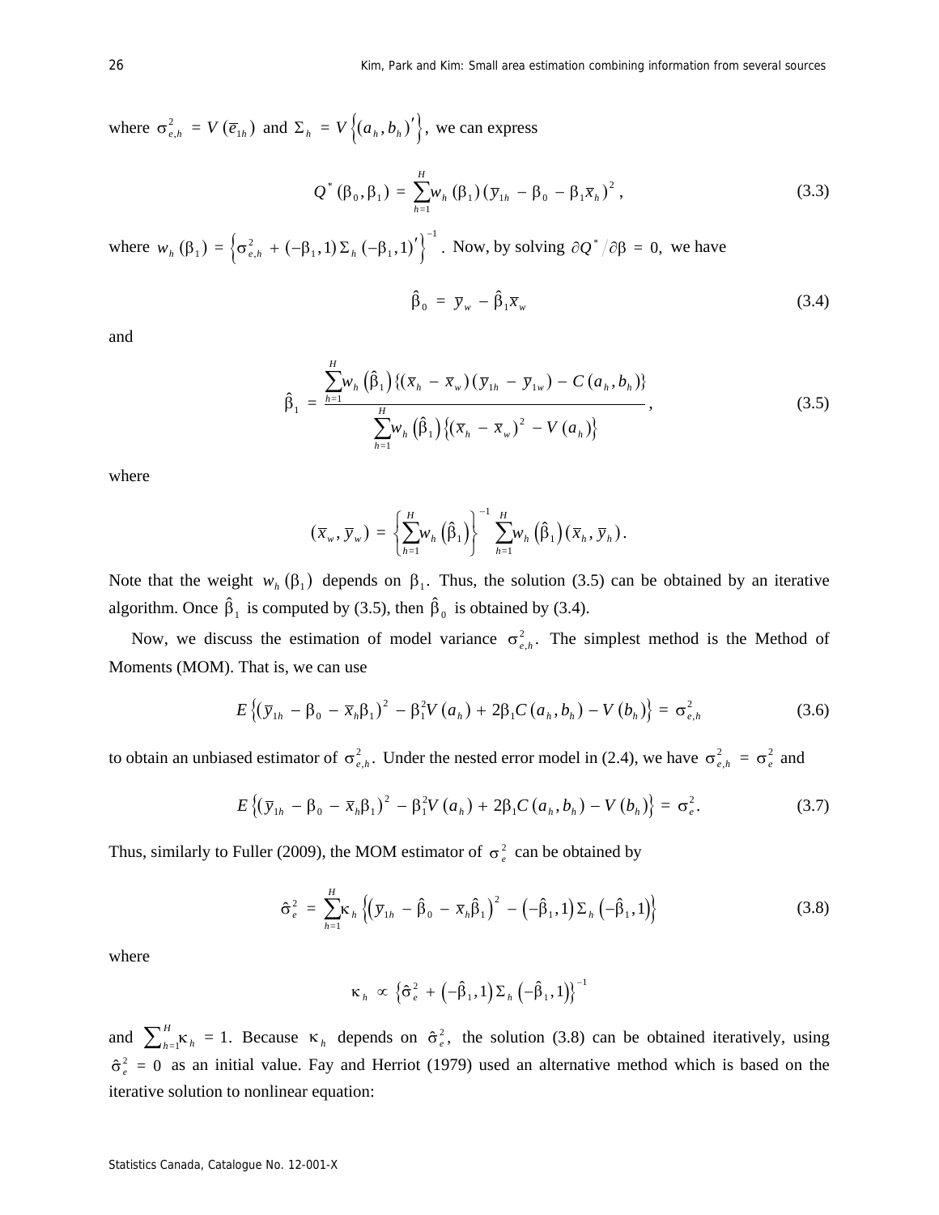where $\sigma_{e,h}^2 = V(\bar{e}_{1h})$ and $\Sigma_h = V\left\{(a_h, b_h)'\right\}$, we can express

$$Q^*(\beta_0, \beta_1) = \sum_{h=1}^{H} w_h(\beta_1)(\bar{y}_{1h} - \beta_0 - \beta_1 \bar{x}_h)^2, \tag{3.3}$$

where $w_h(\beta_1) = \left\{\sigma_{e,h}^2 + (-\beta_1, 1)\Sigma_h(-\beta_1, 1)'\right\}^{-1}$. Now, by solving $\partial Q^* / \partial \beta = 0$, we have

$$\hat{\beta}_0 = \bar{y}_w - \hat{\beta}_1 \bar{x}_w \tag{3.4}$$

and

$$\hat{\beta}_1 = \frac{\sum_{h=1}^{H} w_h\left(\hat{\beta}_1\right)\left\{(\bar{x}_h - \bar{x}_w)(\bar{y}_{1h} - \bar{y}_{1w}) - C(a_h, b_h)\right\}}{\sum_{h=1}^{H} w_h\left(\hat{\beta}_1\right)\left\{(\bar{x}_h - \bar{x}_w)^2 - V(a_h)\right\}}, \tag{3.5}$$

where

$$(\bar{x}_w, \bar{y}_w) = \left\{\sum_{h=1}^{H} w_h\left(\hat{\beta}_1\right)\right\}^{-1} \sum_{h=1}^{H} w_h\left(\hat{\beta}_1\right)(\bar{x}_h, \bar{y}_h).$$

Note that the weight $w_h(\beta_1)$ depends on $\beta_1$. Thus, the solution (3.5) can be obtained by an iterative algorithm. Once $\hat{\beta}_1$ is computed by (3.5), then $\hat{\beta}_0$ is obtained by (3.4).

Now, we discuss the estimation of model variance $\sigma_{e,h}^2$. The simplest method is the Method of Moments (MOM). That is, we can use

$$E\left\{(\bar{y}_{1h} - \beta_0 - \bar{x}_h\beta_1)^2 - \beta_1^2 V(a_h) + 2\beta_1 C(a_h, b_h) - V(b_h)\right\} = \sigma_{e,h}^2 \tag{3.6}$$

to obtain an unbiased estimator of $\sigma_{e,h}^2$. Under the nested error model in (2.4), we have $\sigma_{e,h}^2 = \sigma_e^2$ and

$$E\left\{(\bar{y}_{1h} - \beta_0 - \bar{x}_h\beta_1)^2 - \beta_1^2 V(a_h) + 2\beta_1 C(a_h, b_h) - V(b_h)\right\} = \sigma_e^2. \tag{3.7}$$

Thus, similarly to Fuller (2009), the MOM estimator of $\sigma_e^2$ can be obtained by

$$\hat{\sigma}_e^2 = \sum_{h=1}^{H} \kappa_h \left\{\left(\bar{y}_{1h} - \hat{\beta}_0 - \bar{x}_h\hat{\beta}_1\right)^2 - \left(-\hat{\beta}_1, 1\right)\Sigma_h\left(-\hat{\beta}_1, 1\right)\right\} \tag{3.8}$$

where

$$\kappa_h \propto \left\{\hat{\sigma}_e^2 + \left(-\hat{\beta}_1, 1\right)\Sigma_h\left(-\hat{\beta}_1, 1\right)\right\}^{-1}$$

and $\sum_{h=1}^{H} \kappa_h = 1$. Because $\kappa_h$ depends on $\hat{\sigma}_e^2$, the solution (3.8) can be obtained iteratively, using $\hat{\sigma}_e^2 = 0$ as an initial value. Fay and Herriot (1979) used an alternative method which is based on the iterative solution to nonlinear equation: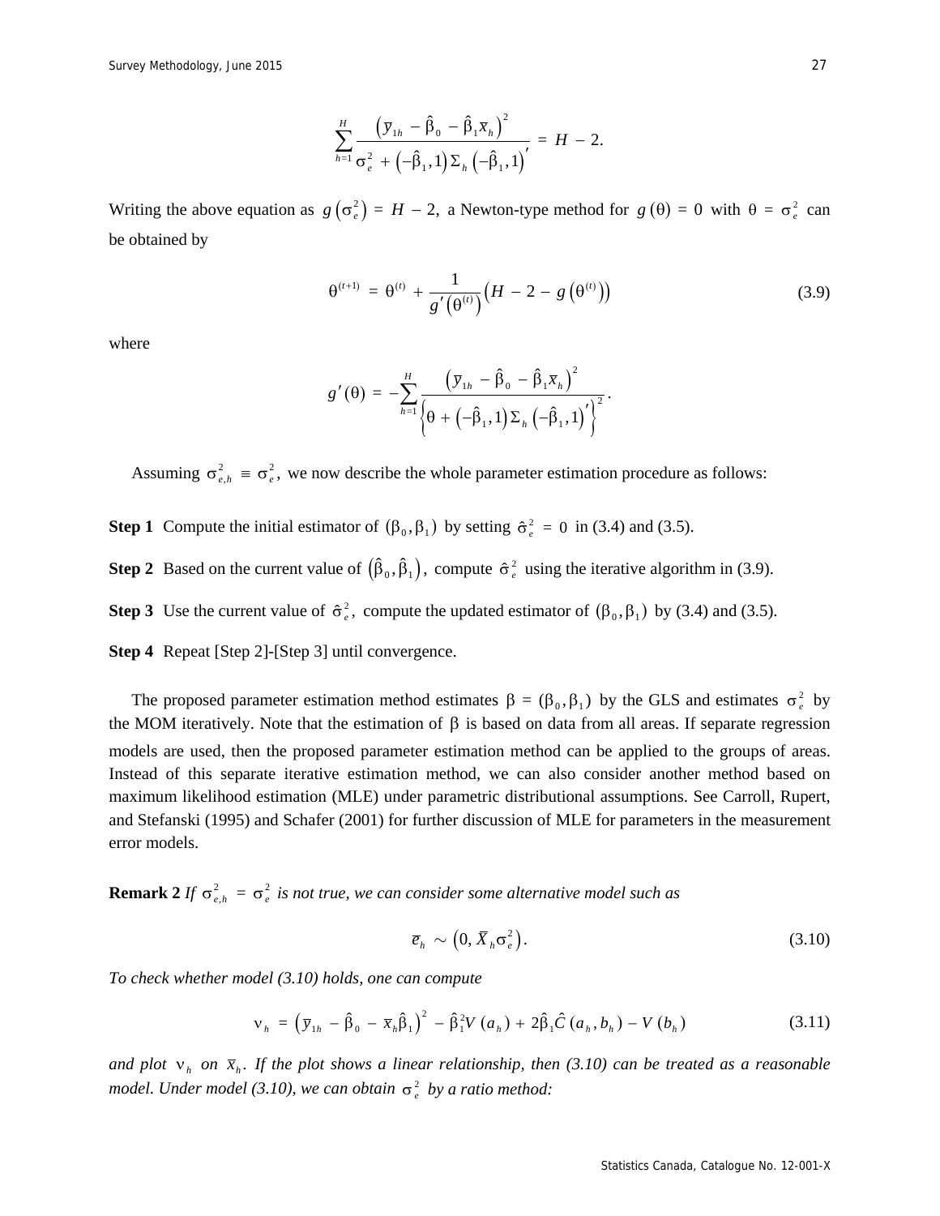$$\sum_{h=1}^{H} \frac{\left(\bar{y}_{1h} - \hat{\beta}_0 - \hat{\beta}_1 \bar{x}_h\right)^2}{\sigma_e^2 + \left(-\hat{\beta}_1, 1\right) \Sigma_h \left(-\hat{\beta}_1, 1\right)'} = H - 2.$$

Writing the above equation as $g\left(\sigma_e^2\right) = H - 2,$ a Newton-type method for $g(\theta) = 0$ with $\theta = \sigma_e^2$ can be obtained by

$$\theta^{(t+1)} = \theta^{(t)} + \frac{1}{g'\left(\theta^{(t)}\right)}\left(H - 2 - g\left(\theta^{(t)}\right)\right) \tag{3.9}$$

where

$$g'(\theta) = -\sum_{h=1}^{H} \frac{\left(\bar{y}_{1h} - \hat{\beta}_0 - \hat{\beta}_1 \bar{x}_h\right)^2}{\left\{\theta + \left(-\hat{\beta}_1, 1\right) \Sigma_h \left(-\hat{\beta}_1, 1\right)'\right\}^2}.$$

Assuming $\sigma_{e,h}^2 \equiv \sigma_e^2,$ we now describe the whole parameter estimation procedure as follows:

**Step 1** Compute the initial estimator of $(\beta_0, \beta_1)$ by setting $\hat{\sigma}_e^2 = 0$ in (3.4) and (3.5).

**Step 2** Based on the current value of $\left(\hat{\beta}_0, \hat{\beta}_1\right),$ compute $\hat{\sigma}_e^2$ using the iterative algorithm in (3.9).

**Step 3** Use the current value of $\hat{\sigma}_e^2,$ compute the updated estimator of $(\beta_0, \beta_1)$ by (3.4) and (3.5).

**Step 4** Repeat [Step 2]-[Step 3] until convergence.

The proposed parameter estimation method estimates $\beta = (\beta_0, \beta_1)$ by the GLS and estimates $\sigma_e^2$ by the MOM iteratively. Note that the estimation of $\beta$ is based on data from all areas. If separate regression models are used, then the proposed parameter estimation method can be applied to the groups of areas. Instead of this separate iterative estimation method, we can also consider another method based on maximum likelihood estimation (MLE) under parametric distributional assumptions. See Carroll, Rupert, and Stefanski (1995) and Schafer (2001) for further discussion of MLE for parameters in the measurement error models.

**Remark 2** *If $\sigma_{e,h}^2 = \sigma_e^2$ is not true, we can consider some alternative model such as*

$$\bar{e}_h \sim \left(0, \bar{X}_h \sigma_e^2\right). \tag{3.10}$$

*To check whether model (3.10) holds, one can compute*

$$\nu_h = \left(\bar{y}_{1h} - \hat{\beta}_0 - \bar{x}_h \hat{\beta}_1\right)^2 - \hat{\beta}_1^2 V(a_h) + 2\hat{\beta}_1 \hat{C}(a_h, b_h) - V(b_h) \tag{3.11}$$

*and plot $\nu_h$ on $\bar{x}_h$. If the plot shows a linear relationship, then (3.10) can be treated as a reasonable model. Under model (3.10), we can obtain $\sigma_e^2$ by a ratio method:*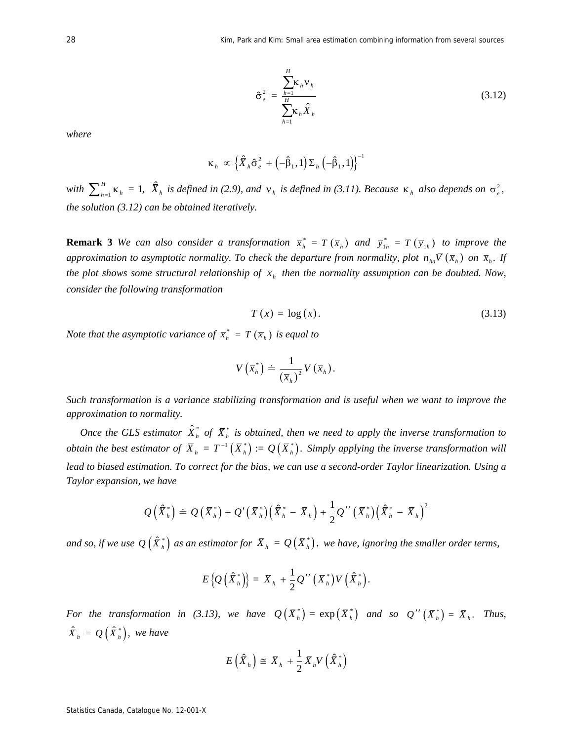$$\hat{\sigma}_e^2 = \frac{\sum_{h=1}^{H} \kappa_h \nu_h}{\sum_{h=1}^{H} \kappa_h \hat{\bar{X}}_h} \tag{3.12}$$

*where*

$$\kappa_h \propto \left\{ \hat{\bar{X}}_h \hat{\sigma}_e^2 + \left(-\hat{\beta}_1, 1\right) \Sigma_h \left(-\hat{\beta}_1, 1\right)' \right\}^{-1}$$

*with* $\sum_{h=1}^{H} \kappa_h = 1$, $\hat{\bar{X}}_h$ *is defined in (2.9), and* $\nu_h$ *is defined in (3.11). Because* $\kappa_h$ *also depends on* $\sigma_e^2$, *the solution (3.12) can be obtained iteratively.*

**Remark 3** *We can also consider a transformation* $\bar{x}_h^* = T(\bar{x}_h)$ *and* $\bar{y}_{1h}^* = T(\bar{y}_{1h})$ *to improve the approximation to asymptotic normality. To check the departure from normality, plot* $n_{ha} \hat{V}(\bar{x}_h)$ *on* $\bar{x}_h$. *If the plot shows some structural relationship of* $\bar{x}_h$ *then the normality assumption can be doubted. Now, consider the following transformation*

$$T(x) = \log(x). \tag{3.13}$$

*Note that the asymptotic variance of* $\bar{x}_h^* = T(\bar{x}_h)$ *is equal to*

$$V\left(\bar{x}_h^*\right) \doteq \frac{1}{\left(\bar{x}_h\right)^2} V\left(\bar{x}_h\right).$$

*Such transformation is a variance stabilizing transformation and is useful when we want to improve the approximation to normality.*

*Once the GLS estimator* $\hat{\bar{X}}_h^*$ *of* $\bar{X}_h^*$ *is obtained, then we need to apply the inverse transformation to obtain the best estimator of* $\bar{X}_h = T^{-1}\left(\bar{X}_h^*\right) := Q\left(\bar{X}_h^*\right)$. *Simply applying the inverse transformation will lead to biased estimation. To correct for the bias, we can use a second-order Taylor linearization. Using a Taylor expansion, we have*

$$Q\left(\hat{\bar{X}}_h^*\right) \doteq Q\left(\bar{X}_h^*\right) + Q'\left(\bar{X}_h^*\right)\left(\hat{\bar{X}}_h^* - \bar{X}_h\right) + \frac{1}{2} Q''\left(\bar{X}_h^*\right)\left(\hat{\bar{X}}_h^* - \bar{X}_h\right)^2$$

*and so, if we use* $Q\left(\hat{\bar{X}}_h^*\right)$ *as an estimator for* $\bar{X}_h = Q\left(\bar{X}_h^*\right)$, *we have, ignoring the smaller order terms,*

$$E\left\{Q\left(\hat{\bar{X}}_h^*\right)\right\} = \bar{X}_h + \frac{1}{2} Q''\left(\bar{X}_h^*\right) V\left(\hat{\bar{X}}_h^*\right).$$

*For the transformation in (3.13), we have* $Q\left(\bar{X}_h^*\right) = \exp\left(\bar{X}_h^*\right)$ *and so* $Q''\left(\bar{X}_h^*\right) = \bar{X}_h$. *Thus,* $\hat{\bar{X}}_h = Q\left(\hat{\bar{X}}_h^*\right)$, *we have*

$$E\left(\hat{\bar{X}}_h\right) \cong \bar{X}_h + \frac{1}{2} \bar{X}_h V\left(\hat{\bar{X}}_h^*\right)$$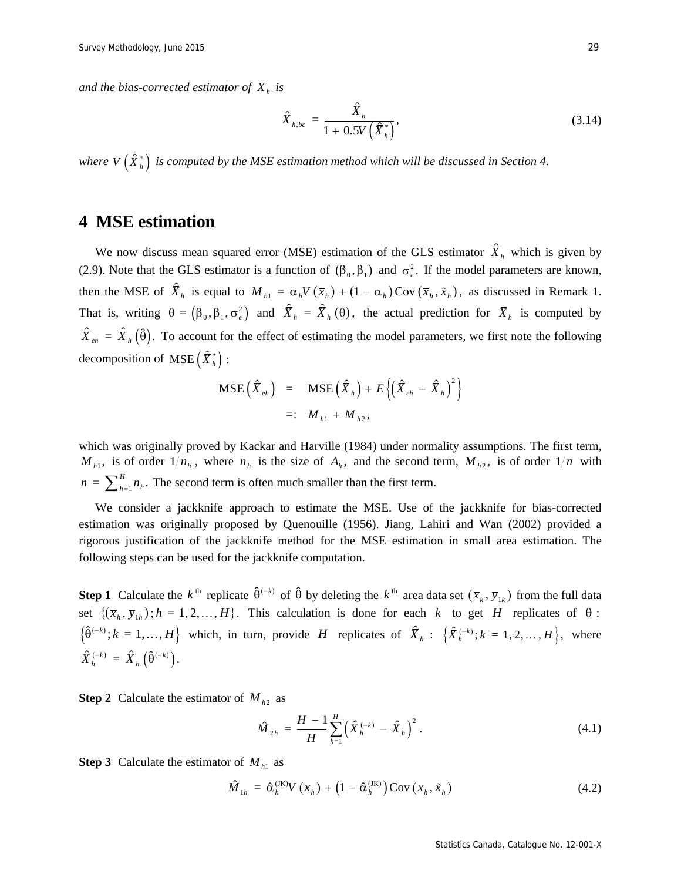*and the bias-corrected estimator of* $\bar{X}_h$ *is*

$$\hat{X}_{h,bc} = \frac{\hat{X}_h}{1 + 0.5V\left(\hat{\hat{X}}_h^*\right)}, \tag{3.14}$$

*where* $V\left(\hat{\hat{X}}_h^*\right)$ *is computed by the MSE estimation method which will be discussed in Section 4.*

# 4 MSE estimation

We now discuss mean squared error (MSE) estimation of the GLS estimator $\hat{\hat{X}}_h$ which is given by (2.9). Note that the GLS estimator is a function of $(\beta_0, \beta_1)$ and $\sigma_e^2$. If the model parameters are known, then the MSE of $\hat{\hat{X}}_h$ is equal to $M_{h1} = \alpha_h V(\bar{x}_h) + (1 - \alpha_h)\,\text{Cov}(\bar{x}_h, \tilde{x}_h)$, as discussed in Remark 1. That is, writing $\theta = (\beta_0, \beta_1, \sigma_e^2)$ and $\hat{\hat{X}}_h = \hat{\hat{X}}_h(\theta)$, the actual prediction for $\bar{X}_h$ is computed by $\hat{\hat{X}}_{eh} = \hat{\hat{X}}_h\left(\hat{\theta}\right)$. To account for the effect of estimating the model parameters, we first note the following decomposition of $\text{MSE}\left(\hat{\hat{X}}_h^*\right)$:

$$\begin{aligned}
\text{MSE}\left(\hat{\hat{X}}_{eh}\right) &= \text{MSE}\left(\hat{\hat{X}}_h\right) + E\left\{\left(\hat{\hat{X}}_{eh} - \hat{\hat{X}}_h\right)^2\right\} \\
&=: M_{h1} + M_{h2},
\end{aligned}$$

which was originally proved by Kackar and Harville (1984) under normality assumptions. The first term, $M_{h1}$, is of order $1/n_h$, where $n_h$ is the size of $A_h$, and the second term, $M_{h2}$, is of order $1/n$ with $n = \sum_{h=1}^{H} n_h$. The second term is often much smaller than the first term.

We consider a jackknife approach to estimate the MSE. Use of the jackknife for bias-corrected estimation was originally proposed by Quenouille (1956). Jiang, Lahiri and Wan (2002) provided a rigorous justification of the jackknife method for the MSE estimation in small area estimation. The following steps can be used for the jackknife computation.

**Step 1** Calculate the $k^{\text{th}}$ replicate $\hat{\theta}^{(-k)}$ of $\hat{\theta}$ by deleting the $k^{\text{th}}$ area data set $(\bar{x}_k, \bar{y}_{1k})$ from the full data set $\{(\bar{x}_h, \bar{y}_{1h}); h = 1, 2, \ldots, H\}$. This calculation is done for each $k$ to get $H$ replicates of $\theta$: $\left\{\hat{\theta}^{(-k)}; k = 1, \ldots, H\right\}$ which, in turn, provide $H$ replicates of $\hat{\hat{X}}_h$: $\left\{\hat{\hat{X}}_h^{(-k)}; k = 1, 2, \ldots, H\right\}$, where $\hat{\hat{X}}_h^{(-k)} = \hat{\hat{X}}_h\left(\hat{\theta}^{(-k)}\right)$.

**Step 2** Calculate the estimator of $M_{h2}$ as

$$\hat{M}_{2h} = \frac{H-1}{H}\sum_{k=1}^{H}\left(\hat{\hat{X}}_h^{(-k)} - \hat{\hat{X}}_h\right)^2. \tag{4.1}$$

**Step 3** Calculate the estimator of $M_{h1}$ as

$$\hat{M}_{1h} = \hat{\alpha}_h^{(\text{JK})} V(\bar{x}_h) + \left(1 - \hat{\alpha}_h^{(\text{JK})}\right)\text{Cov}(\bar{x}_h, \tilde{x}_h) \tag{4.2}$$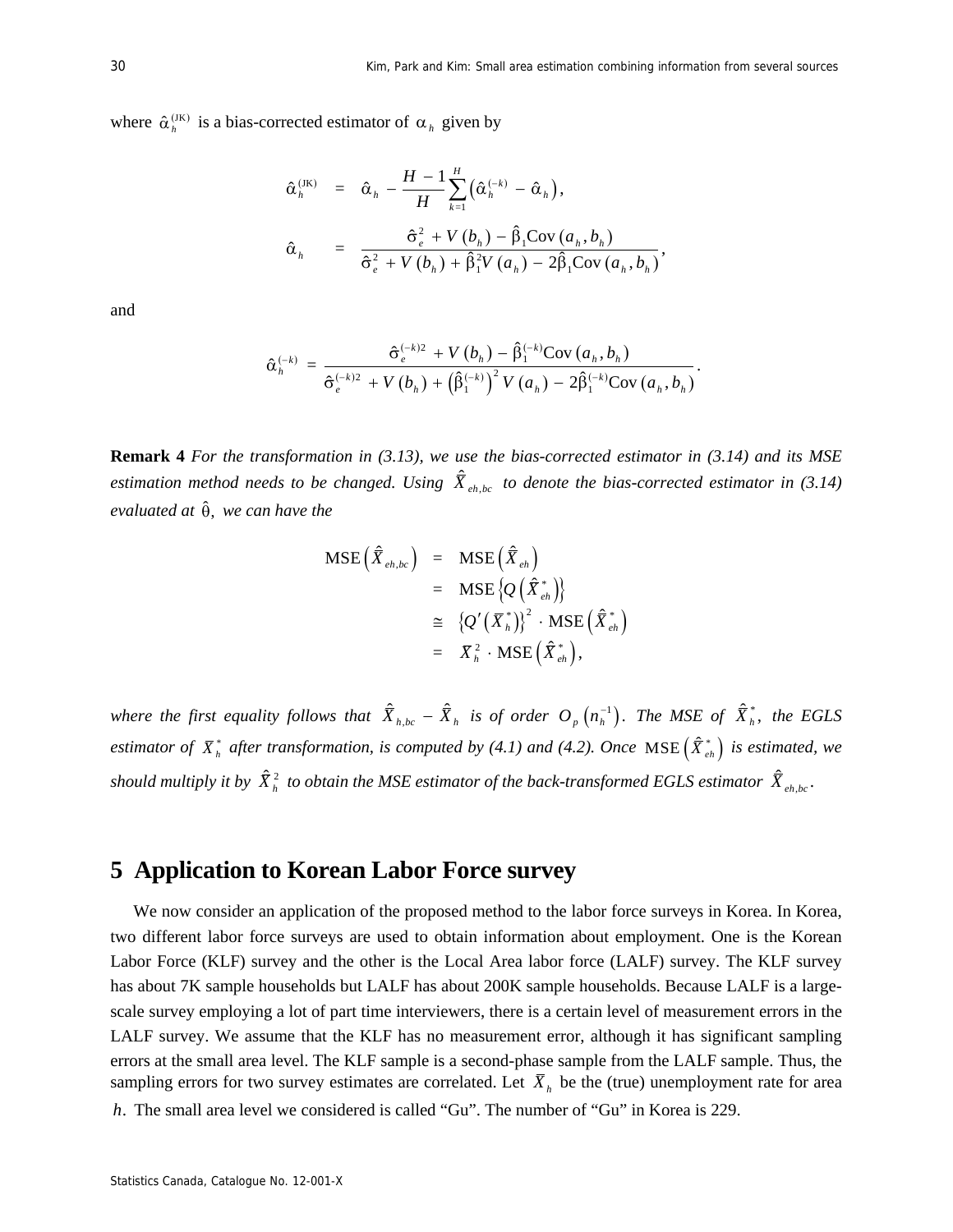where $\hat{\alpha}_h^{(\text{JK})}$ is a bias-corrected estimator of $\alpha_h$ given by

$$
\begin{aligned}
\hat{\alpha}_h^{(\text{JK})} &= \hat{\alpha}_h - \frac{H-1}{H}\sum_{k=1}^{H}\left(\hat{\alpha}_h^{(-k)} - \hat{\alpha}_h\right), \\
\hat{\alpha}_h &= \frac{\hat{\sigma}_e^2 + V(b_h) - \hat{\beta}_1 \text{Cov}(a_h, b_h)}{\hat{\sigma}_e^2 + V(b_h) + \hat{\beta}_1^2 V(a_h) - 2\hat{\beta}_1 \text{Cov}(a_h, b_h)},
\end{aligned}
$$

and

$$
\hat{\alpha}_h^{(-k)} = \frac{\hat{\sigma}_e^{(-k)2} + V(b_h) - \hat{\beta}_1^{(-k)} \text{Cov}(a_h, b_h)}{\hat{\sigma}_e^{(-k)2} + V(b_h) + \left(\hat{\beta}_1^{(-k)}\right)^2 V(a_h) - 2\hat{\beta}_1^{(-k)} \text{Cov}(a_h, b_h)}.
$$

**Remark 4** *For the transformation in (3.13), we use the bias-corrected estimator in (3.14) and its MSE estimation method needs to be changed. Using* $\hat{\hat{X}}_{eh,bc}$ *to denote the bias-corrected estimator in (3.14) evaluated at* $\hat{\theta}$, *we can have the*

$$
\begin{aligned}
\text{MSE}\left(\hat{\hat{X}}_{eh,bc}\right) &= \text{MSE}\left(\hat{\hat{X}}_{eh}\right) \\
&= \text{MSE}\left\{Q\left(\hat{\hat{X}}_{eh}^*\right)\right\} \\
&\cong \left\{Q'\left(\bar{X}_h^*\right)\right\}^2 \cdot \text{MSE}\left(\hat{\hat{X}}_{eh}^*\right) \\
&= \bar{X}_h^2 \cdot \text{MSE}\left(\hat{\hat{X}}_{eh}^*\right),
\end{aligned}
$$

*where the first equality follows that* $\hat{\hat{X}}_{h,bc} - \hat{\hat{X}}_h$ *is of order* $O_p\left(n_h^{-1}\right)$. *The MSE of* $\hat{\hat{X}}_h^*$, *the EGLS estimator of* $\bar{X}_h^*$ *after transformation, is computed by (4.1) and (4.2). Once* $\text{MSE}\left(\hat{\hat{X}}_{eh}^*\right)$ *is estimated, we should multiply it by* $\hat{X}_h^2$ *to obtain the MSE estimator of the back-transformed EGLS estimator* $\hat{\hat{X}}_{eh,bc}$.

# 5 Application to Korean Labor Force survey

We now consider an application of the proposed method to the labor force surveys in Korea. In Korea, two different labor force surveys are used to obtain information about employment. One is the Korean Labor Force (KLF) survey and the other is the Local Area labor force (LALF) survey. The KLF survey has about 7K sample households but LALF has about 200K sample households. Because LALF is a large-scale survey employing a lot of part time interviewers, there is a certain level of measurement errors in the LALF survey. We assume that the KLF has no measurement error, although it has significant sampling errors at the small area level. The KLF sample is a second-phase sample from the LALF sample. Thus, the sampling errors for two survey estimates are correlated. Let $\bar{X}_h$ be the (true) unemployment rate for area $h$. The small area level we considered is called "Gu". The number of "Gu" in Korea is 229.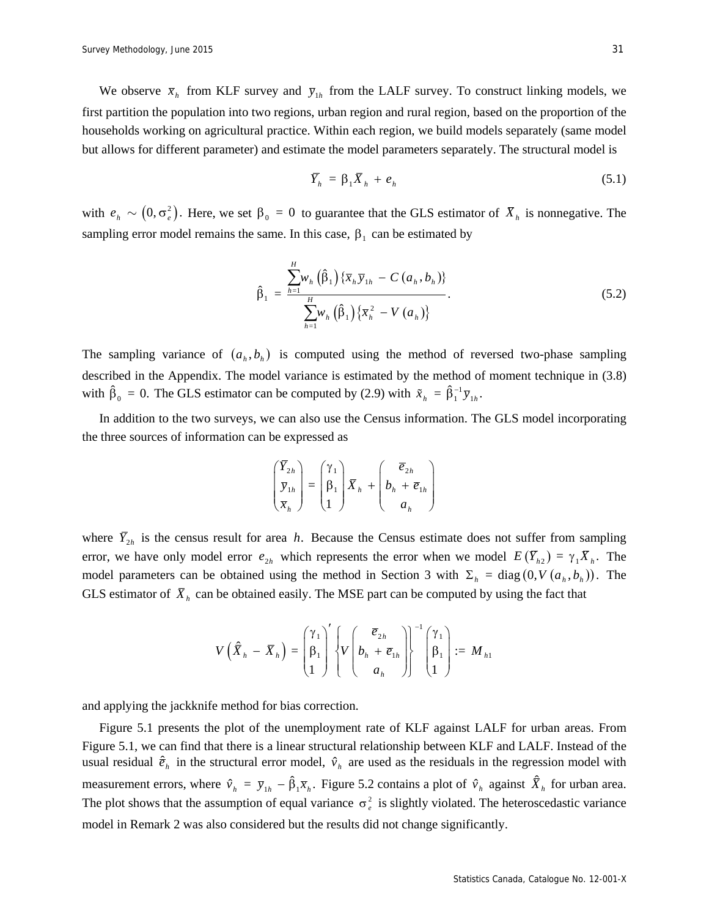We observe $\bar{x}_h$ from KLF survey and $\bar{y}_{1h}$ from the LALF survey. To construct linking models, we first partition the population into two regions, urban region and rural region, based on the proportion of the households working on agricultural practice. Within each region, we build models separately (same model but allows for different parameter) and estimate the model parameters separately. The structural model is

$$\bar{Y}_h = \beta_1 \bar{X}_h + e_h \tag{5.1}$$

with $e_h \sim (0, \sigma_e^2)$. Here, we set $\beta_0 = 0$ to guarantee that the GLS estimator of $\bar{X}_h$ is nonnegative. The sampling error model remains the same. In this case, $\beta_1$ can be estimated by

$$\hat{\beta}_1 = \frac{\sum_{h=1}^{H} w_h(\hat{\beta}_1)\{\bar{x}_h \bar{y}_{1h} - C(a_h, b_h)\}}{\sum_{h=1}^{H} w_h(\hat{\beta}_1)\{\bar{x}_h^2 - V(a_h)\}}. \tag{5.2}$$

The sampling variance of $(a_h, b_h)$ is computed using the method of reversed two-phase sampling described in the Appendix. The model variance is estimated by the method of moment technique in (3.8) with $\hat{\beta}_0 = 0$. The GLS estimator can be computed by (2.9) with $\tilde{x}_h = \hat{\beta}_1^{-1} \bar{y}_{1h}$.

In addition to the two surveys, we can also use the Census information. The GLS model incorporating the three sources of information can be expressed as

$$\begin{pmatrix} \bar{Y}_{2h} \\ \bar{y}_{1h} \\ \bar{x}_h \end{pmatrix} = \begin{pmatrix} \gamma_1 \\ \beta_1 \\ 1 \end{pmatrix} \bar{X}_h + \begin{pmatrix} \bar{e}_{2h} \\ b_h + \bar{e}_{1h} \\ a_h \end{pmatrix}$$

where $\bar{Y}_{2h}$ is the census result for area $h$. Because the Census estimate does not suffer from sampling error, we have only model error $e_{2h}$ which represents the error when we model $E(\bar{Y}_{h2}) = \gamma_1 \bar{X}_h$. The model parameters can be obtained using the method in Section 3 with $\Sigma_h = \operatorname{diag}(0, V(a_h, b_h))$. The GLS estimator of $\bar{X}_h$ can be obtained easily. The MSE part can be computed by using the fact that

$$V\left(\hat{\bar{X}}_h - \bar{X}_h\right) = \begin{pmatrix} \gamma_1 \\ \beta_1 \\ 1 \end{pmatrix}' \left\{ V \begin{pmatrix} \bar{e}_{2h} \\ b_h + \bar{e}_{1h} \\ a_h \end{pmatrix} \right\}^{-1} \begin{pmatrix} \gamma_1 \\ \beta_1 \\ 1 \end{pmatrix} := M_{h1}$$

and applying the jackknife method for bias correction.

Figure 5.1 presents the plot of the unemployment rate of KLF against LALF for urban areas. From Figure 5.1, we can find that there is a linear structural relationship between KLF and LALF. Instead of the usual residual $\hat{e}_h$ in the structural error model, $\hat{v}_h$ are used as the residuals in the regression model with measurement errors, where $\hat{v}_h = \bar{y}_{1h} - \hat{\beta}_1 \bar{x}_h$. Figure 5.2 contains a plot of $\hat{v}_h$ against $\hat{\bar{X}}_h$ for urban area. The plot shows that the assumption of equal variance $\sigma_e^2$ is slightly violated. The heteroscedastic variance model in Remark 2 was also considered but the results did not change significantly.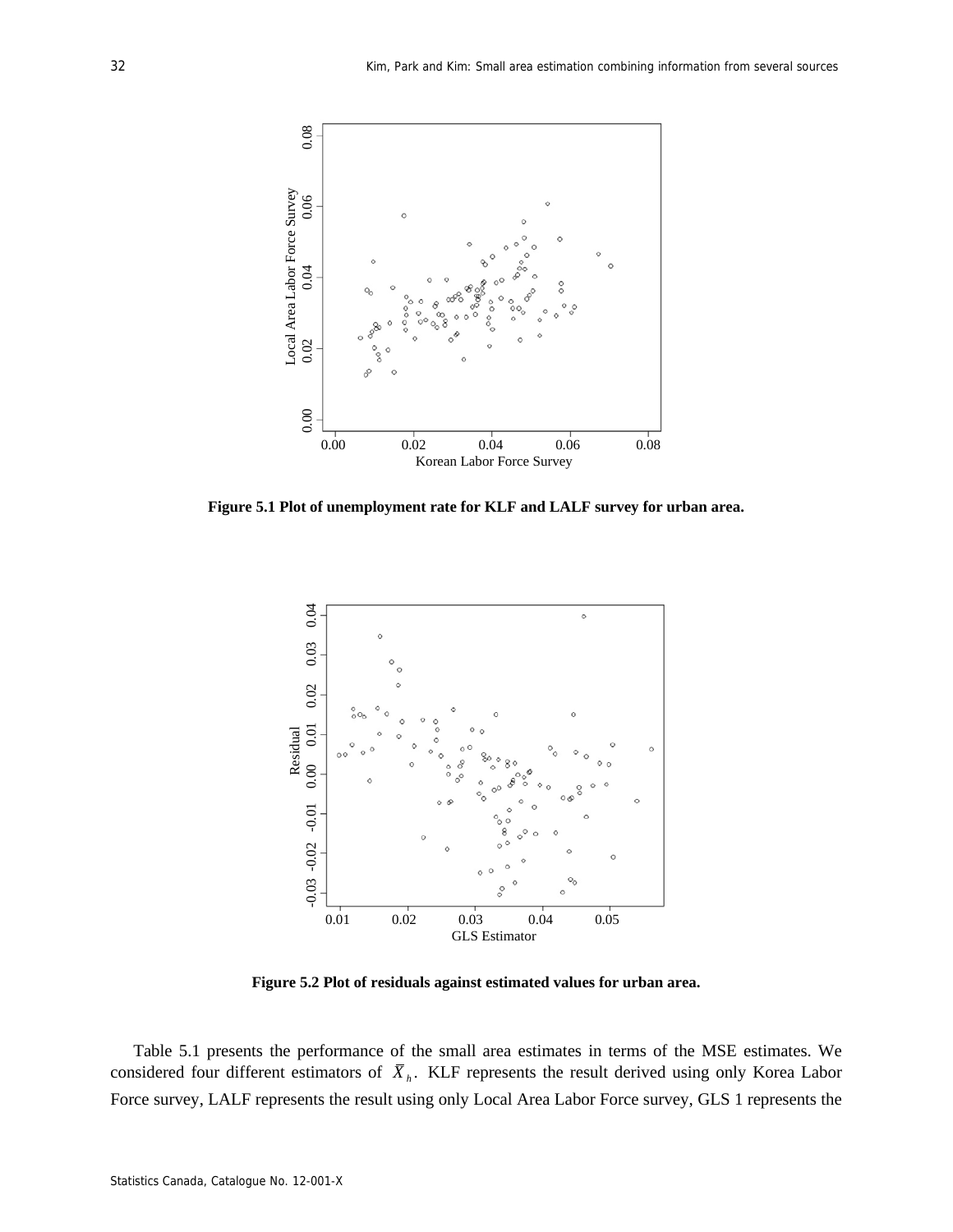**Figure 5.1 Plot of unemployment rate for KLF and LALF survey for urban area.**

**Figure 5.2 Plot of residuals against estimated values for urban area.**

Table 5.1 presents the performance of the small area estimates in terms of the MSE estimates. We considered four different estimators of $\bar{X}_h$. KLF represents the result derived using only Korea Labor Force survey, LALF represents the result using only Local Area Labor Force survey, GLS 1 represents the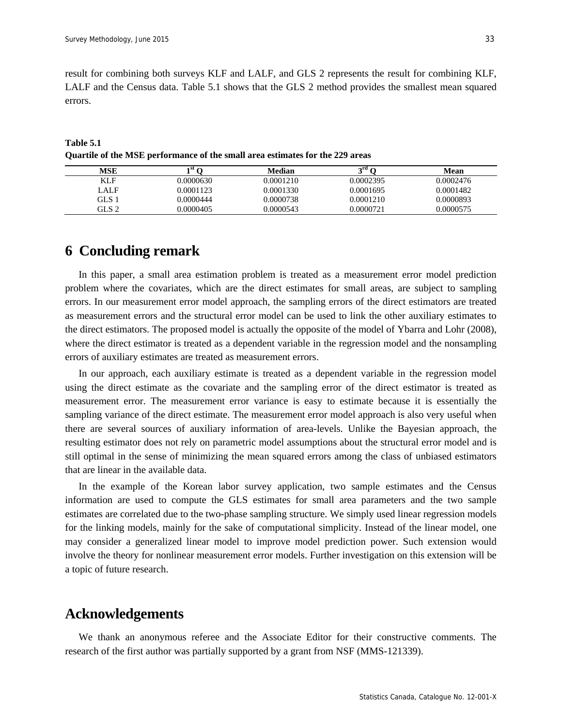result for combining both surveys KLF and LALF, and GLS 2 represents the result for combining KLF, LALF and the Census data. Table 5.1 shows that the GLS 2 method provides the smallest mean squared errors.

**Table 5.1**
**Quartile of the MSE performance of the small area estimates for the 229 areas**

| MSE | 1st Q | Median | 3rd Q | Mean |
|---|---|---|---|---|
| KLF | 0.0000630 | 0.0001210 | 0.0002395 | 0.0002476 |
| LALF | 0.0001123 | 0.0001330 | 0.0001695 | 0.0001482 |
| GLS 1 | 0.0000444 | 0.0000738 | 0.0001210 | 0.0000893 |
| GLS 2 | 0.0000405 | 0.0000543 | 0.0000721 | 0.0000575 |

# 6 Concluding remark

In this paper, a small area estimation problem is treated as a measurement error model prediction problem where the covariates, which are the direct estimates for small areas, are subject to sampling errors. In our measurement error model approach, the sampling errors of the direct estimators are treated as measurement errors and the structural error model can be used to link the other auxiliary estimates to the direct estimators. The proposed model is actually the opposite of the model of Ybarra and Lohr (2008), where the direct estimator is treated as a dependent variable in the regression model and the nonsampling errors of auxiliary estimates are treated as measurement errors.

In our approach, each auxiliary estimate is treated as a dependent variable in the regression model using the direct estimate as the covariate and the sampling error of the direct estimator is treated as measurement error. The measurement error variance is easy to estimate because it is essentially the sampling variance of the direct estimate. The measurement error model approach is also very useful when there are several sources of auxiliary information of area-levels. Unlike the Bayesian approach, the resulting estimator does not rely on parametric model assumptions about the structural error model and is still optimal in the sense of minimizing the mean squared errors among the class of unbiased estimators that are linear in the available data.

In the example of the Korean labor survey application, two sample estimates and the Census information are used to compute the GLS estimates for small area parameters and the two sample estimates are correlated due to the two-phase sampling structure. We simply used linear regression models for the linking models, mainly for the sake of computational simplicity. Instead of the linear model, one may consider a generalized linear model to improve model prediction power. Such extension would involve the theory for nonlinear measurement error models. Further investigation on this extension will be a topic of future research.

# Acknowledgements

We thank an anonymous referee and the Associate Editor for their constructive comments. The research of the first author was partially supported by a grant from NSF (MMS-121339).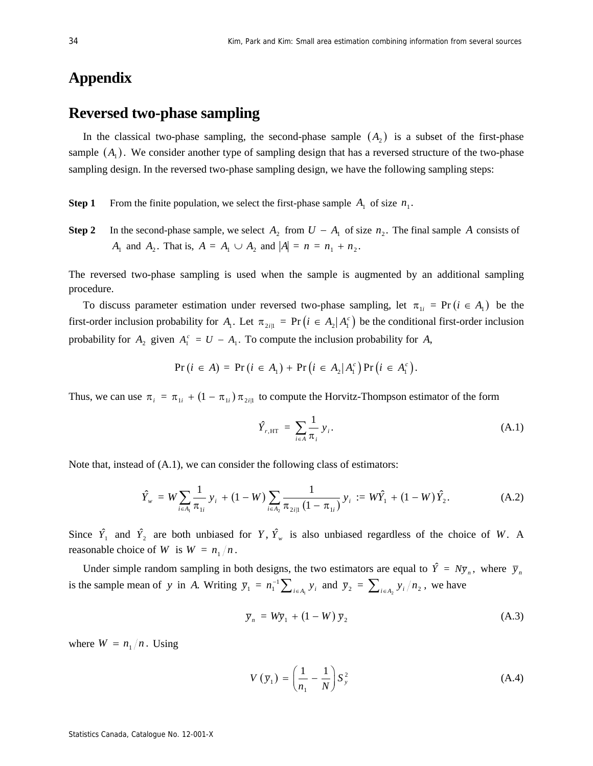# Appendix

## Reversed two-phase sampling

In the classical two-phase sampling, the second-phase sample $(A_2)$ is a subset of the first-phase sample $(A_1)$. We consider another type of sampling design that has a reversed structure of the two-phase sampling design. In the reversed two-phase sampling design, we have the following sampling steps:

**Step 1** From the finite population, we select the first-phase sample $A_1$ of size $n_1$.

**Step 2** In the second-phase sample, we select $A_2$ from $U - A_1$ of size $n_2$. The final sample $A$ consists of $A_1$ and $A_2$. That is, $A = A_1 \cup A_2$ and $|A| = n = n_1 + n_2$.

The reversed two-phase sampling is used when the sample is augmented by an additional sampling procedure.

To discuss parameter estimation under reversed two-phase sampling, let $\pi_{1i} = \Pr(i \in A_1)$ be the first-order inclusion probability for $A_1$. Let $\pi_{2i|1} = \Pr\left(i \in A_2 \middle| A_1^c\right)$ be the conditional first-order inclusion probability for $A_2$ given $A_1^c = U - A_1$. To compute the inclusion probability for $A$,

$$\Pr(i \in A) = \Pr(i \in A_1) + \Pr\left(i \in A_2 \middle| A_1^c\right) \Pr\left(i \in A_1^c\right).$$

Thus, we can use $\pi_i = \pi_{1i} + (1 - \pi_{1i})\pi_{2i|1}$ to compute the Horvitz-Thompson estimator of the form

$$\hat{Y}_{r,\mathrm{HT}} = \sum_{i \in A} \frac{1}{\pi_i} y_i. \tag{A.1}$$

Note that, instead of (A.1), we can consider the following class of estimators:

$$\hat{Y}_w = W \sum_{i \in A_1} \frac{1}{\pi_{1i}} y_i + (1 - W) \sum_{i \in A_2} \frac{1}{\pi_{2i|1}(1 - \pi_{1i})} y_i := W\hat{Y}_1 + (1 - W)\hat{Y}_2. \tag{A.2}$$

Since $\hat{Y}_1$ and $\hat{Y}_2$ are both unbiased for $Y$, $\hat{Y}_w$ is also unbiased regardless of the choice of $W$. A reasonable choice of $W$ is $W = n_1/n$.

Under simple random sampling in both designs, the two estimators are equal to $\hat{Y} = N\bar{y}_n$, where $\bar{y}_n$ is the sample mean of $y$ in $A$. Writing $\bar{y}_1 = n_1^{-1}\sum_{i \in A_1} y_i$ and $\bar{y}_2 = \sum_{i \in A_2} y_i / n_2$, we have

$$\bar{y}_n = W\bar{y}_1 + (1 - W)\bar{y}_2 \tag{A.3}$$

where $W = n_1/n$. Using

$$V(\bar{y}_1) = \left(\frac{1}{n_1} - \frac{1}{N}\right) S_y^2 \tag{A.4}$$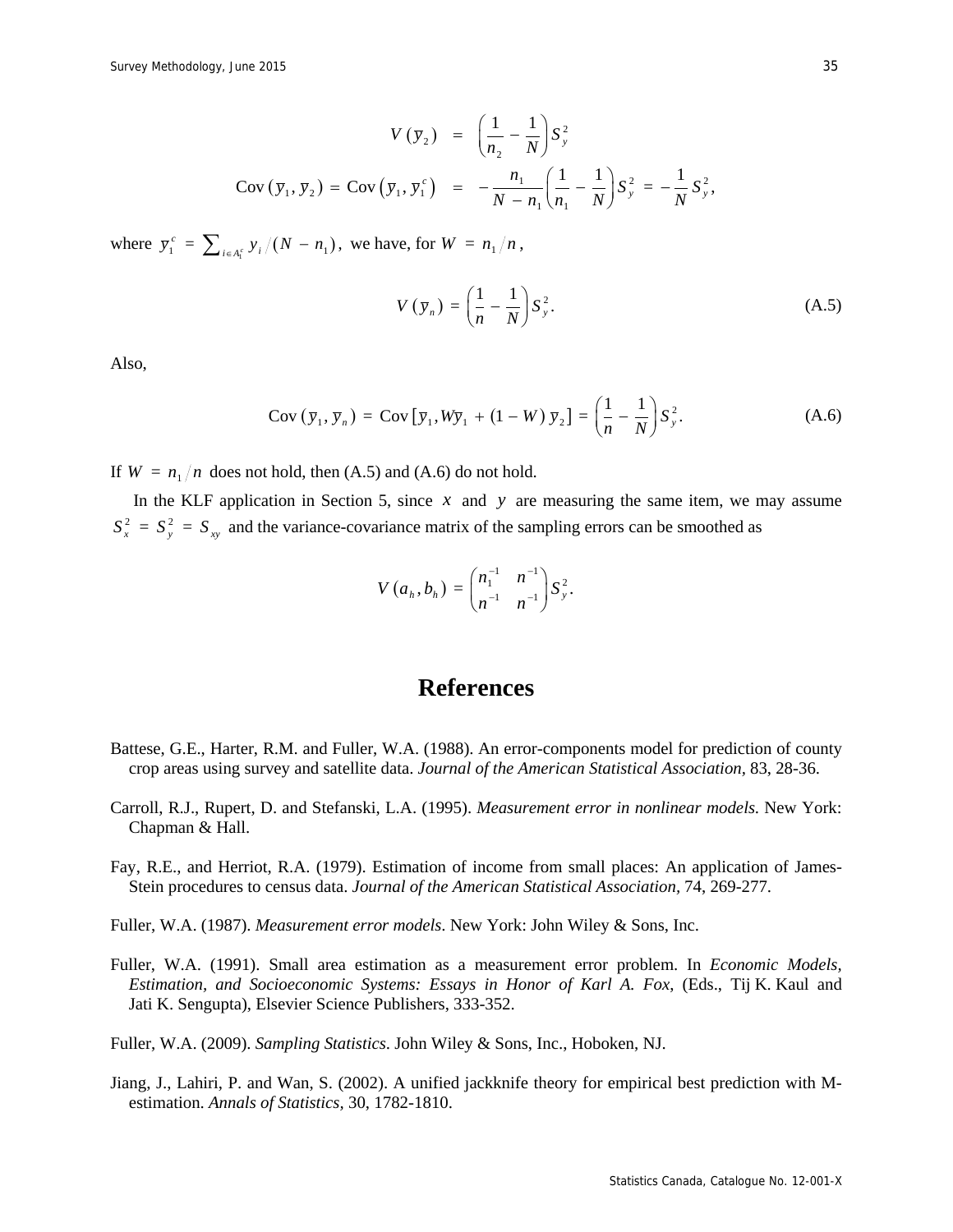$$
\begin{aligned}
V(\bar{y}_2) &= \left(\frac{1}{n_2} - \frac{1}{N}\right) S_y^2 \\
\operatorname{Cov}(\bar{y}_1, \bar{y}_2) = \operatorname{Cov}\left(\bar{y}_1, \bar{y}_1^c\right) &= -\frac{n_1}{N - n_1}\left(\frac{1}{n_1} - \frac{1}{N}\right) S_y^2 = -\frac{1}{N} S_y^2,
\end{aligned}
$$

where $\bar{y}_1^c = \sum_{i \in A_1^c} y_i / (N - n_1)$, we have, for $W = n_1 / n$,

$$
V(\bar{y}_n) = \left(\frac{1}{n} - \frac{1}{N}\right) S_y^2. \tag{A.5}
$$

Also,

$$
\operatorname{Cov}(\bar{y}_1, \bar{y}_n) = \operatorname{Cov}\left[\bar{y}_1, W\bar{y}_1 + (1 - W)\,\bar{y}_2\right] = \left(\frac{1}{n} - \frac{1}{N}\right) S_y^2. \tag{A.6}
$$

If $W = n_1 / n$ does not hold, then (A.5) and (A.6) do not hold.

In the KLF application in Section 5, since $x$ and $y$ are measuring the same item, we may assume $S_x^2 = S_y^2 = S_{xy}$ and the variance-covariance matrix of the sampling errors can be smoothed as

$$
V(a_h, b_h) = \begin{pmatrix} n_1^{-1} & n^{-1} \\ n^{-1} & n^{-1} \end{pmatrix} S_y^2.
$$

# References

Battese, G.E., Harter, R.M. and Fuller, W.A. (1988). An error-components model for prediction of county crop areas using survey and satellite data. *Journal of the American Statistical Association,* 83, 28-36.

Carroll, R.J., Rupert, D. and Stefanski, L.A. (1995). *Measurement error in nonlinear models*. New York: Chapman & Hall.

Fay, R.E., and Herriot, R.A. (1979). Estimation of income from small places: An application of James-Stein procedures to census data. *Journal of the American Statistical Association,* 74, 269-277.

Fuller, W.A. (1987). *Measurement error models*. New York: John Wiley & Sons, Inc.

Fuller, W.A. (1991). Small area estimation as a measurement error problem. In *Economic Models, Estimation, and Socioeconomic Systems: Essays in Honor of Karl A. Fox,* (Eds., Tij K. Kaul and Jati K. Sengupta), Elsevier Science Publishers, 333-352.

Fuller, W.A. (2009). *Sampling Statistics*. John Wiley & Sons, Inc., Hoboken, NJ.

Jiang, J., Lahiri, P. and Wan, S. (2002). A unified jackknife theory for empirical best prediction with M-estimation. *Annals of Statistics,* 30, 1782-1810.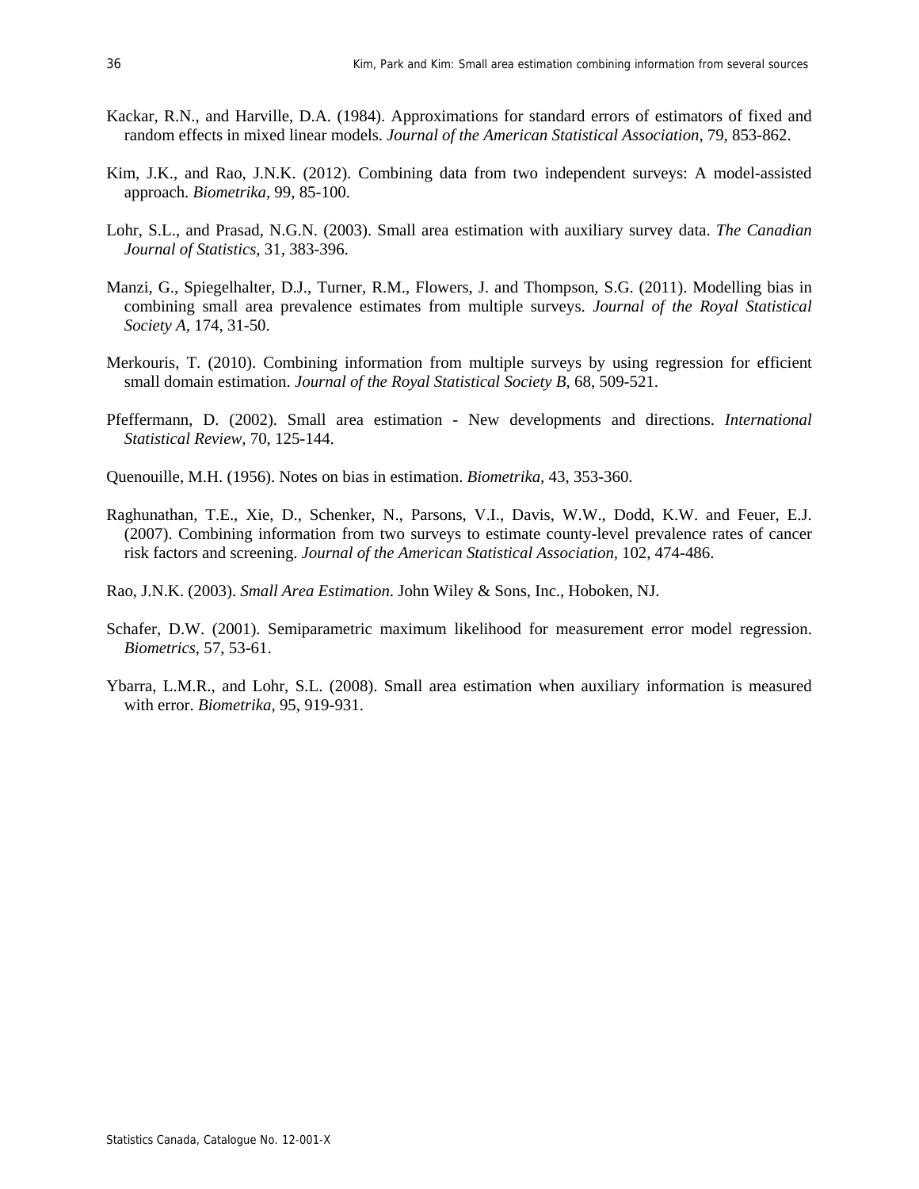Kackar, R.N., and Harville, D.A. (1984). Approximations for standard errors of estimators of fixed and random effects in mixed linear models. *Journal of the American Statistical Association,* 79, 853-862.

Kim, J.K., and Rao, J.N.K. (2012). Combining data from two independent surveys: A model-assisted approach. *Biometrika,* 99, 85-100.

Lohr, S.L., and Prasad, N.G.N. (2003). Small area estimation with auxiliary survey data. *The Canadian Journal of Statistics,* 31, 383-396.

Manzi, G., Spiegelhalter, D.J., Turner, R.M., Flowers, J. and Thompson, S.G. (2011). Modelling bias in combining small area prevalence estimates from multiple surveys. *Journal of the Royal Statistical Society A,* 174, 31-50.

Merkouris, T. (2010). Combining information from multiple surveys by using regression for efficient small domain estimation. *Journal of the Royal Statistical Society B,* 68, 509-521.

Pfeffermann, D. (2002). Small area estimation - New developments and directions. *International Statistical Review,* 70, 125-144.

Quenouille, M.H. (1956). Notes on bias in estimation. *Biometrika,* 43, 353-360.

Raghunathan, T.E., Xie, D., Schenker, N., Parsons, V.I., Davis, W.W., Dodd, K.W. and Feuer, E.J. (2007). Combining information from two surveys to estimate county-level prevalence rates of cancer risk factors and screening. *Journal of the American Statistical Association,* 102, 474-486.

Rao, J.N.K. (2003). *Small Area Estimation.* John Wiley & Sons, Inc., Hoboken, NJ.

Schafer, D.W. (2001). Semiparametric maximum likelihood for measurement error model regression. *Biometrics,* 57, 53-61.

Ybarra, L.M.R., and Lohr, S.L. (2008). Small area estimation when auxiliary information is measured with error. *Biometrika,* 95, 919-931.